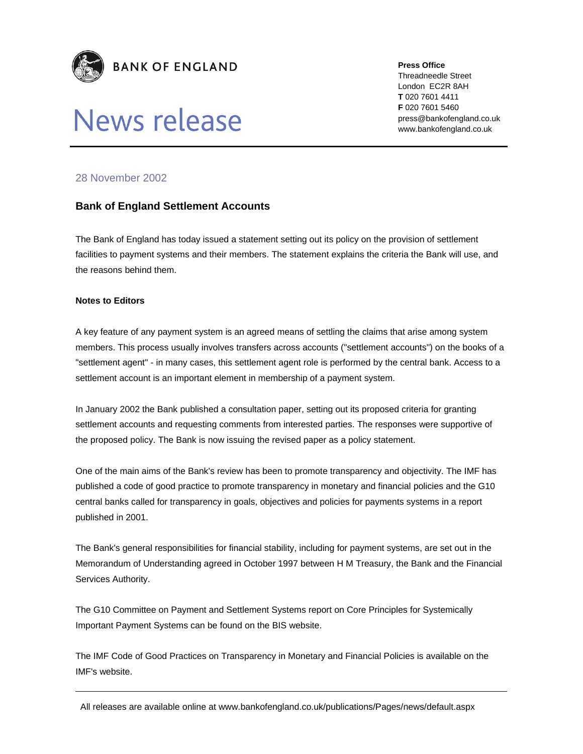**BANK OF ENGLAND**

# News release

**Press Office**
Threadneedle Street
London EC2R 8AH
**T** 020 7601 4411
**F** 020 7601 5460
press@bankofengland.co.uk
www.bankofengland.co.uk

28 November 2002

## Bank of England Settlement Accounts

The Bank of England has today issued a statement setting out its policy on the provision of settlement facilities to payment systems and their members. The statement explains the criteria the Bank will use, and the reasons behind them.

**Notes to Editors**

A key feature of any payment system is an agreed means of settling the claims that arise among system members. This process usually involves transfers across accounts ("settlement accounts") on the books of a "settlement agent" - in many cases, this settlement agent role is performed by the central bank. Access to a settlement account is an important element in membership of a payment system.

In January 2002 the Bank published a consultation paper, setting out its proposed criteria for granting settlement accounts and requesting comments from interested parties. The responses were supportive of the proposed policy. The Bank is now issuing the revised paper as a policy statement.

One of the main aims of the Bank's review has been to promote transparency and objectivity. The IMF has published a code of good practice to promote transparency in monetary and financial policies and the G10 central banks called for transparency in goals, objectives and policies for payments systems in a report published in 2001.

The Bank's general responsibilities for financial stability, including for payment systems, are set out in the Memorandum of Understanding agreed in October 1997 between H M Treasury, the Bank and the Financial Services Authority.

The G10 Committee on Payment and Settlement Systems report on Core Principles for Systemically Important Payment Systems can be found on the BIS website.

The IMF Code of Good Practices on Transparency in Monetary and Financial Policies is available on the IMF's website.

All releases are available online at www.bankofengland.co.uk/publications/Pages/news/default.aspx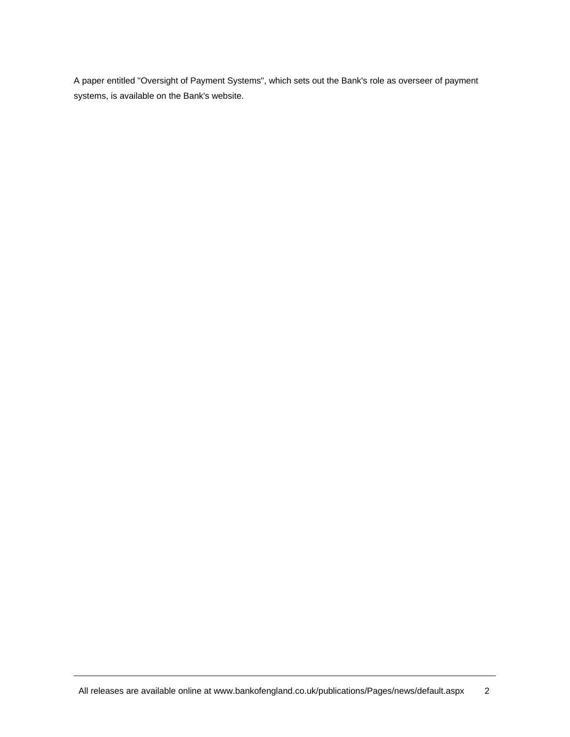A paper entitled "Oversight of Payment Systems", which sets out the Bank's role as overseer of payment systems, is available on the Bank's website.